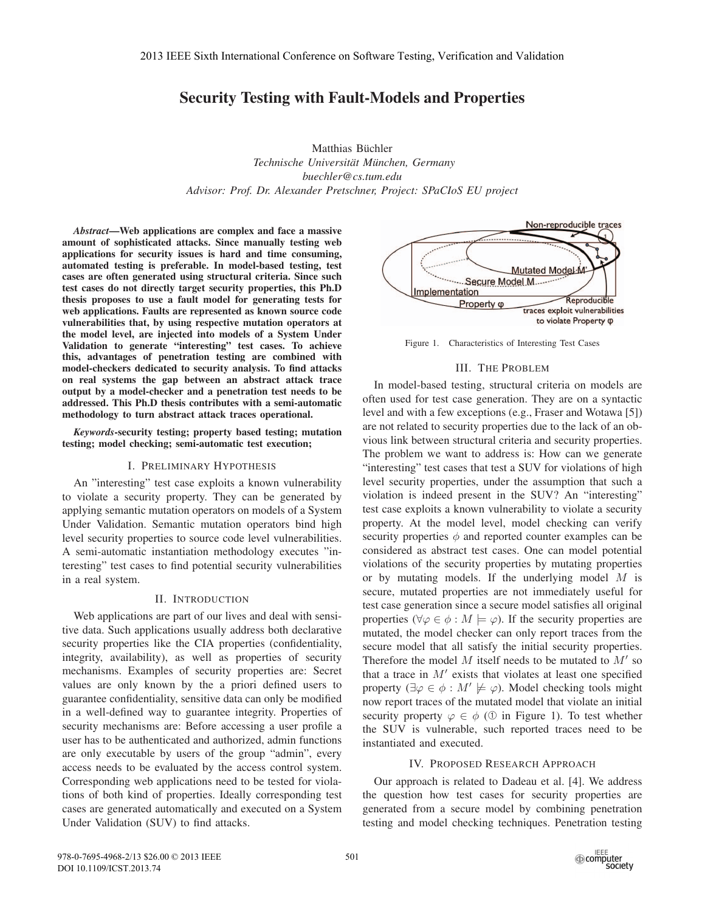# Security Testing with Fault-Models and Properties

Matthias Büchler
*Technische Universität München, Germany*
*buechler@cs.tum.edu*
*Advisor: Prof. Dr. Alexander Pretschner, Project: SPaCIoS EU project*

***Abstract*—Web applications are complex and face a massive amount of sophisticated attacks. Since manually testing web applications for security issues is hard and time consuming, automated testing is preferable. In model-based testing, test cases are often generated using structural criteria. Since such test cases do not directly target security properties, this Ph.D thesis proposes to use a fault model for generating tests for web applications. Faults are represented as known source code vulnerabilities that, by using respective mutation operators at the model level, are injected into models of a System Under Validation to generate "interesting" test cases. To achieve this, advantages of penetration testing are combined with model-checkers dedicated to security analysis. To find attacks on real systems the gap between an abstract attack trace output by a model-checker and a penetration test needs to be addressed. This Ph.D thesis contributes with a semi-automatic methodology to turn abstract attack traces operational.**

***Keywords*-security testing; property based testing; mutation testing; model checking; semi-automatic test execution;**

## I. Preliminary Hypothesis

An "interesting" test case exploits a known vulnerability to violate a security property. They can be generated by applying semantic mutation operators on models of a System Under Validation. Semantic mutation operators bind high level security properties to source code level vulnerabilities. A semi-automatic instantiation methodology executes "interesting" test cases to find potential security vulnerabilities in a real system.

## II. Introduction

Web applications are part of our lives and deal with sensitive data. Such applications usually address both declarative security properties like the CIA properties (confidentiality, integrity, availability), as well as properties of security mechanisms. Examples of security properties are: Secret values are only known by the a priori defined users to guarantee confidentiality, sensitive data can only be modified in a well-defined way to guarantee integrity. Properties of security mechanisms are: Before accessing a user profile a user has to be authenticated and authorized, admin functions are only executable by users of the group "admin", every access needs to be evaluated by the access control system. Corresponding web applications need to be tested for violations of both kind of properties. Ideally corresponding test cases are generated automatically and executed on a System Under Validation (SUV) to find attacks.

Figure 1. Characteristics of Interesting Test Cases

## III. The Problem

In model-based testing, structural criteria on models are often used for test case generation. They are on a syntactic level and with a few exceptions (e.g., Fraser and Wotawa [5]) are not related to security properties due to the lack of an obvious link between structural criteria and security properties. The problem we want to address is: How can we generate "interesting" test cases that test a SUV for violations of high level security properties, under the assumption that such a violation is indeed present in the SUV? An "interesting" test case exploits a known vulnerability to violate a security property. At the model level, model checking can verify security properties $\phi$ and reported counter examples can be considered as abstract test cases. One can model potential violations of the security properties by mutating properties or by mutating models. If the underlying model $M$ is secure, mutated properties are not immediately useful for test case generation since a secure model satisfies all original properties ($\forall \varphi \in \phi : M \models \varphi$). If the security properties are mutated, the model checker can only report traces from the secure model that all satisfy the initial security properties. Therefore the model $M$ itself needs to be mutated to $M'$ so that a trace in $M'$ exists that violates at least one specified property ($\exists \varphi \in \phi : M' \not\models \varphi$). Model checking tools might now report traces of the mutated model that violate an initial security property $\varphi \in \phi$ (① in Figure 1). To test whether the SUV is vulnerable, such reported traces need to be instantiated and executed.

## IV. Proposed Research Approach

Our approach is related to Dadeau et al. [4]. We address the question how test cases for security properties are generated from a secure model by combining penetration testing and model checking techniques. Penetration testing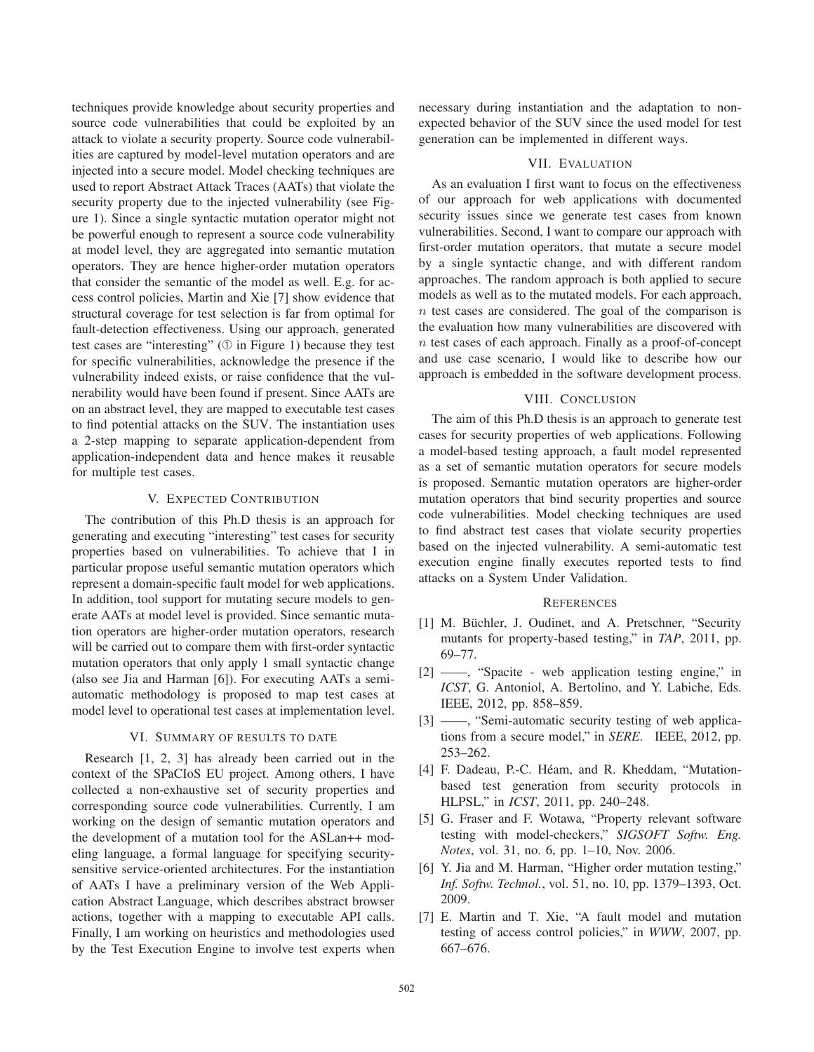techniques provide knowledge about security properties and source code vulnerabilities that could be exploited by an attack to violate a security property. Source code vulnerabilities are captured by model-level mutation operators and are injected into a secure model. Model checking techniques are used to report Abstract Attack Traces (AATs) that violate the security property due to the injected vulnerability (see Figure 1). Since a single syntactic mutation operator might not be powerful enough to represent a source code vulnerability at model level, they are aggregated into semantic mutation operators. They are hence higher-order mutation operators that consider the semantic of the model as well. E.g. for access control policies, Martin and Xie [7] show evidence that structural coverage for test selection is far from optimal for fault-detection effectiveness. Using our approach, generated test cases are "interesting" (① in Figure 1) because they test for specific vulnerabilities, acknowledge the presence if the vulnerability indeed exists, or raise confidence that the vulnerability would have been found if present. Since AATs are on an abstract level, they are mapped to executable test cases to find potential attacks on the SUV. The instantiation uses a 2-step mapping to separate application-dependent from application-independent data and hence makes it reusable for multiple test cases.

## V. Expected Contribution

The contribution of this Ph.D thesis is an approach for generating and executing "interesting" test cases for security properties based on vulnerabilities. To achieve that I in particular propose useful semantic mutation operators which represent a domain-specific fault model for web applications. In addition, tool support for mutating secure models to generate AATs at model level is provided. Since semantic mutation operators are higher-order mutation operators, research will be carried out to compare them with first-order syntactic mutation operators that only apply 1 small syntactic change (also see Jia and Harman [6]). For executing AATs a semi-automatic methodology is proposed to map test cases at model level to operational test cases at implementation level.

## VI. Summary of results to date

Research [1, 2, 3] has already been carried out in the context of the SPaCIoS EU project. Among others, I have collected a non-exhaustive set of security properties and corresponding source code vulnerabilities. Currently, I am working on the design of semantic mutation operators and the development of a mutation tool for the ASLan++ modeling language, a formal language for specifying security-sensitive service-oriented architectures. For the instantiation of AATs I have a preliminary version of the Web Application Abstract Language, which describes abstract browser actions, together with a mapping to executable API calls. Finally, I am working on heuristics and methodologies used by the Test Execution Engine to involve test experts when necessary during instantiation and the adaptation to non-expected behavior of the SUV since the used model for test generation can be implemented in different ways.

## VII. Evaluation

As an evaluation I first want to focus on the effectiveness of our approach for web applications with documented security issues since we generate test cases from known vulnerabilities. Second, I want to compare our approach with first-order mutation operators, that mutate a secure model by a single syntactic change, and with different random approaches. The random approach is both applied to secure models as well as to the mutated models. For each approach, $n$ test cases are considered. The goal of the comparison is the evaluation how many vulnerabilities are discovered with $n$ test cases of each approach. Finally as a proof-of-concept and use case scenario, I would like to describe how our approach is embedded in the software development process.

## VIII. Conclusion

The aim of this Ph.D thesis is an approach to generate test cases for security properties of web applications. Following a model-based testing approach, a fault model represented as a set of semantic mutation operators for secure models is proposed. Semantic mutation operators are higher-order mutation operators that bind security properties and source code vulnerabilities. Model checking techniques are used to find abstract test cases that violate security properties based on the injected vulnerability. A semi-automatic test execution engine finally executes reported tests to find attacks on a System Under Validation.

## References

[1] M. Büchler, J. Oudinet, and A. Pretschner, "Security mutants for property-based testing," in *TAP*, 2011, pp. 69–77.

[2] ——, "Spacite - web application testing engine," in *ICST*, G. Antoniol, A. Bertolino, and Y. Labiche, Eds. IEEE, 2012, pp. 858–859.

[3] ——, "Semi-automatic security testing of web applications from a secure model," in *SERE*. IEEE, 2012, pp. 253–262.

[4] F. Dadeau, P.-C. Héam, and R. Kheddam, "Mutation-based test generation from security protocols in HLPSL," in *ICST*, 2011, pp. 240–248.

[5] G. Fraser and F. Wotawa, "Property relevant software testing with model-checkers," *SIGSOFT Softw. Eng. Notes*, vol. 31, no. 6, pp. 1–10, Nov. 2006.

[6] Y. Jia and M. Harman, "Higher order mutation testing," *Inf. Softw. Technol.*, vol. 51, no. 10, pp. 1379–1393, Oct. 2009.

[7] E. Martin and T. Xie, "A fault model and mutation testing of access control policies," in *WWW*, 2007, pp. 667–676.